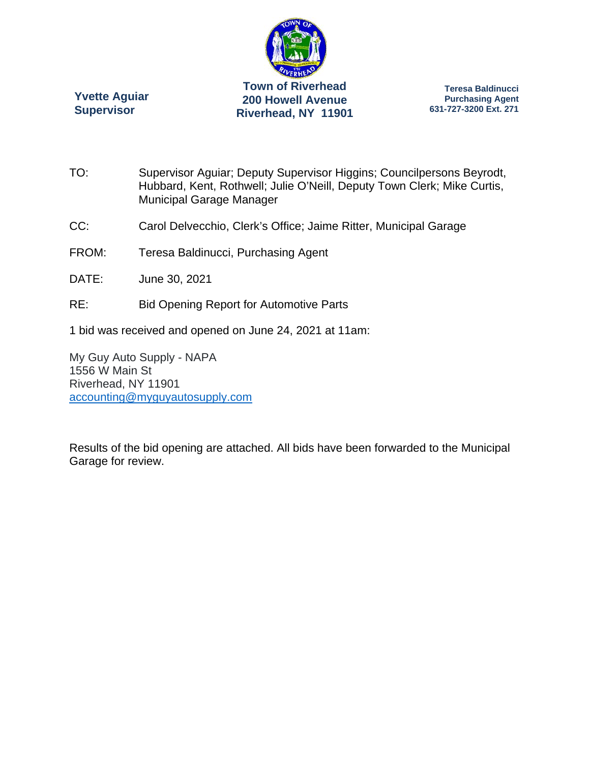**Yvette Aguiar**
**Supervisor**

**Town of Riverhead**
**200 Howell Avenue**
**Riverhead, NY 11901**

**Teresa Baldinucci**
**Purchasing Agent**
**631-727-3200 Ext. 271**

TO: Supervisor Aguiar; Deputy Supervisor Higgins; Councilpersons Beyrodt, Hubbard, Kent, Rothwell; Julie O'Neill, Deputy Town Clerk; Mike Curtis, Municipal Garage Manager

CC: Carol Delvecchio, Clerk's Office; Jaime Ritter, Municipal Garage

FROM: Teresa Baldinucci, Purchasing Agent

DATE: June 30, 2021

RE: Bid Opening Report for Automotive Parts

1 bid was received and opened on June 24, 2021 at 11am:

My Guy Auto Supply - NAPA
1556 W Main St
Riverhead, NY 11901
accounting@myguyautosupply.com

Results of the bid opening are attached. All bids have been forwarded to the Municipal Garage for review.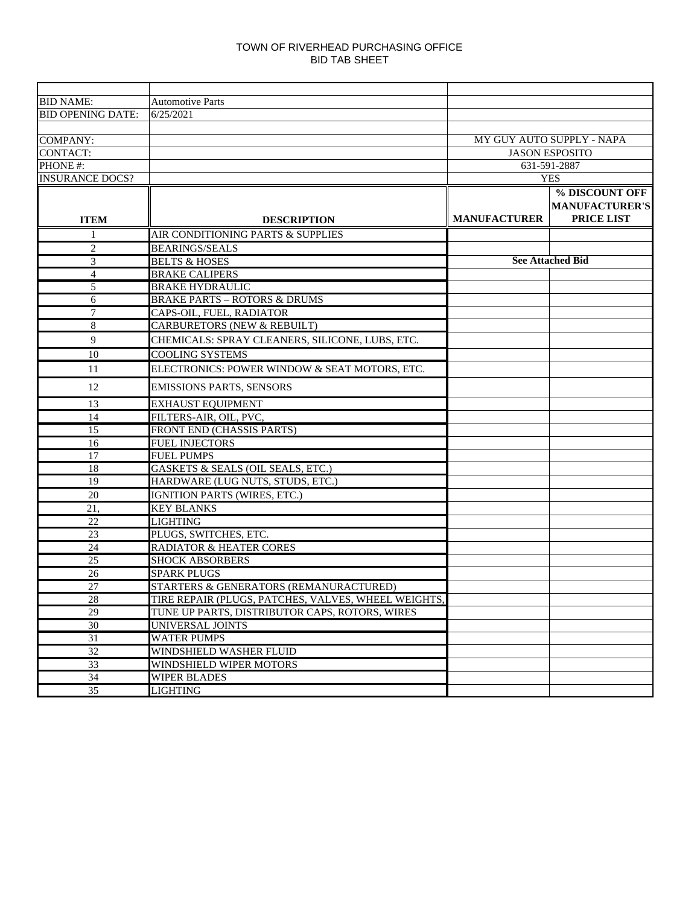TOWN OF RIVERHEAD PURCHASING OFFICE
BID TAB SHEET

| | | | |
|---|---|---|---|
| BID NAME: | Automotive Parts | | |
| BID OPENING DATE: | 6/25/2021 | | |
| | | | |
| COMPANY: | | MY GUY AUTO SUPPLY - NAPA | |
| CONTACT: | | JASON ESPOSITO | |
| PHONE #: | | 631-591-2887 | |
| INSURANCE DOCS? | | YES | |
| **ITEM** | **DESCRIPTION** | **MANUFACTURER** | **% DISCOUNT OFF MANUFACTURER'S PRICE LIST** |
| 1 | AIR CONDITIONING PARTS & SUPPLIES | | |
| 2 | BEARINGS/SEALS | | |
| 3 | BELTS & HOSES | **See Attached Bid** | |
| 4 | BRAKE CALIPERS | | |
| 5 | BRAKE HYDRAULIC | | |
| 6 | BRAKE PARTS – ROTORS & DRUMS | | |
| 7 | CAPS-OIL, FUEL, RADIATOR | | |
| 8 | CARBURETORS (NEW & REBUILT) | | |
| 9 | CHEMICALS: SPRAY CLEANERS, SILICONE, LUBS, ETC. | | |
| 10 | COOLING SYSTEMS | | |
| 11 | ELECTRONICS: POWER WINDOW & SEAT MOTORS, ETC. | | |
| 12 | EMISSIONS PARTS, SENSORS | | |
| 13 | EXHAUST EQUIPMENT | | |
| 14 | FILTERS-AIR, OIL, PVC, | | |
| 15 | FRONT END (CHASSIS PARTS) | | |
| 16 | FUEL INJECTORS | | |
| 17 | FUEL PUMPS | | |
| 18 | GASKETS & SEALS (OIL SEALS, ETC.) | | |
| 19 | HARDWARE (LUG NUTS, STUDS, ETC.) | | |
| 20 | IGNITION PARTS (WIRES, ETC.) | | |
| 21, | KEY BLANKS | | |
| 22 | LIGHTING | | |
| 23 | PLUGS, SWITCHES, ETC. | | |
| 24 | RADIATOR & HEATER CORES | | |
| 25 | SHOCK ABSORBERS | | |
| 26 | SPARK PLUGS | | |
| 27 | STARTERS & GENERATORS (REMANURACTURED) | | |
| 28 | TIRE REPAIR (PLUGS, PATCHES, VALVES, WHEEL WEIGHTS, | | |
| 29 | TUNE UP PARTS, DISTRIBUTOR CAPS, ROTORS, WIRES | | |
| 30 | UNIVERSAL JOINTS | | |
| 31 | WATER PUMPS | | |
| 32 | WINDSHIELD WASHER FLUID | | |
| 33 | WINDSHIELD WIPER MOTORS | | |
| 34 | WIPER BLADES | | |
| 35 | LIGHTING | | |